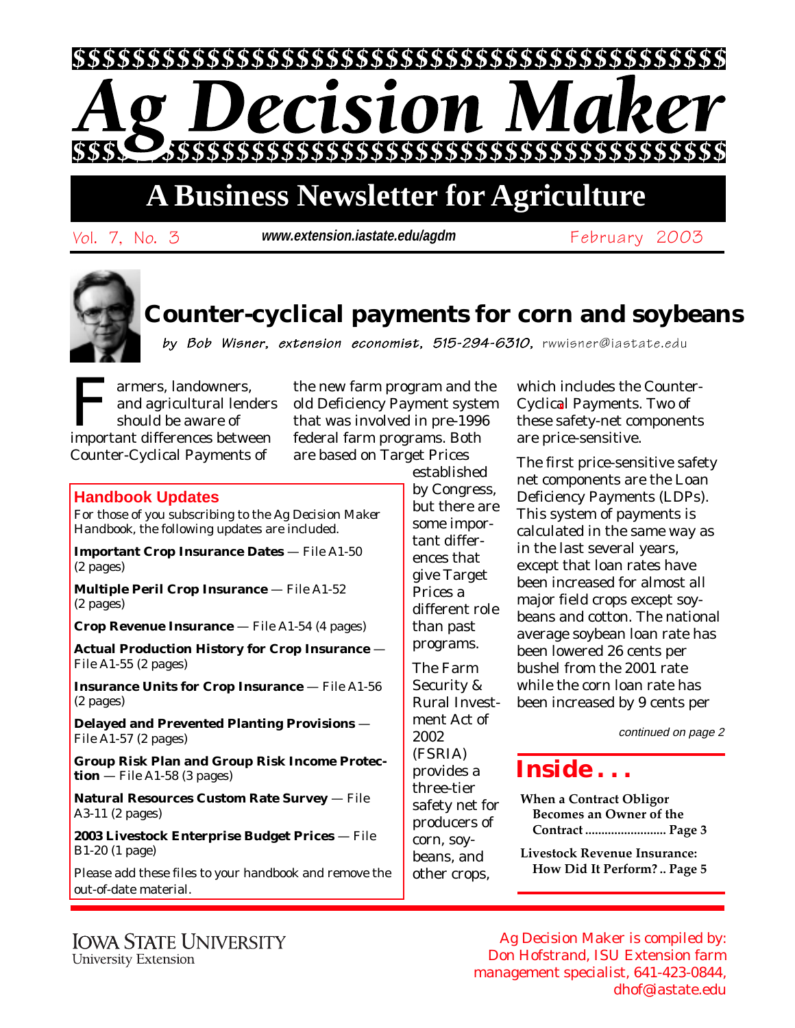# Ag Decision Maker

## A Business Newsletter for Agriculture

Vol. 7, No. 3 — www.extension.iastate.edu/agdm — February 2003

# Counter-cyclical payments for corn and soybeans

*by Bob Wisner, extension economist, 515-294-6310, rwwisner@iastate.edu*

Farmers, landowners, and agricultural lenders should be aware of important differences between Counter-Cyclical Payments of the new farm program and the old Deficiency Payment system that was involved in pre-1996 federal farm programs. Both are based on Target Prices established by Congress, but there are some important differences that give Target Prices a different role than past programs.

The Farm Security & Rural Investment Act of 2002 (FSRIA) provides a three-tier safety net for producers of corn, soybeans, and other crops, which includes the Counter-Cyclical Payments. Two of these safety-net components are price-sensitive.

The first price-sensitive safety net components are the Loan Deficiency Payments (LDPs). This system of payments is calculated in the same way as in the last several years, except that loan rates have been increased for almost all major field crops except soybeans and cotton. The national average soybean loan rate has been lowered 26 cents per bushel from the 2001 rate while the corn loan rate has been increased by 9 cents per

*continued on page 2*

## Handbook Updates

For those of you subscribing to the Ag Decision Maker Handbook, the following updates are included.

**Important Crop Insurance Dates** — File A1-50 (2 pages)

**Multiple Peril Crop Insurance** — File A1-52 (2 pages)

**Crop Revenue Insurance** — File A1-54 (4 pages)

**Actual Production History for Crop Insurance** — File A1-55 (2 pages)

**Insurance Units for Crop Insurance** — File A1-56 (2 pages)

**Delayed and Prevented Planting Provisions** — File A1-57 (2 pages)

**Group Risk Plan and Group Risk Income Protection** — File A1-58 (3 pages)

**Natural Resources Custom Rate Survey** — File A3-11 (2 pages)

**2003 Livestock Enterprise Budget Prices** — File B1-20 (1 page)

Please add these files to your handbook and remove the out-of-date material.

## Inside . . .

**When a Contract Obligor Becomes an Owner of the Contract** ......................... Page 3

**Livestock Revenue Insurance: How Did It Perform?** .. Page 5

IOWA STATE UNIVERSITY
University Extension

Ag Decision Maker is compiled by: Don Hofstrand, ISU Extension farm management specialist, 641-423-0844, dhof@iastate.edu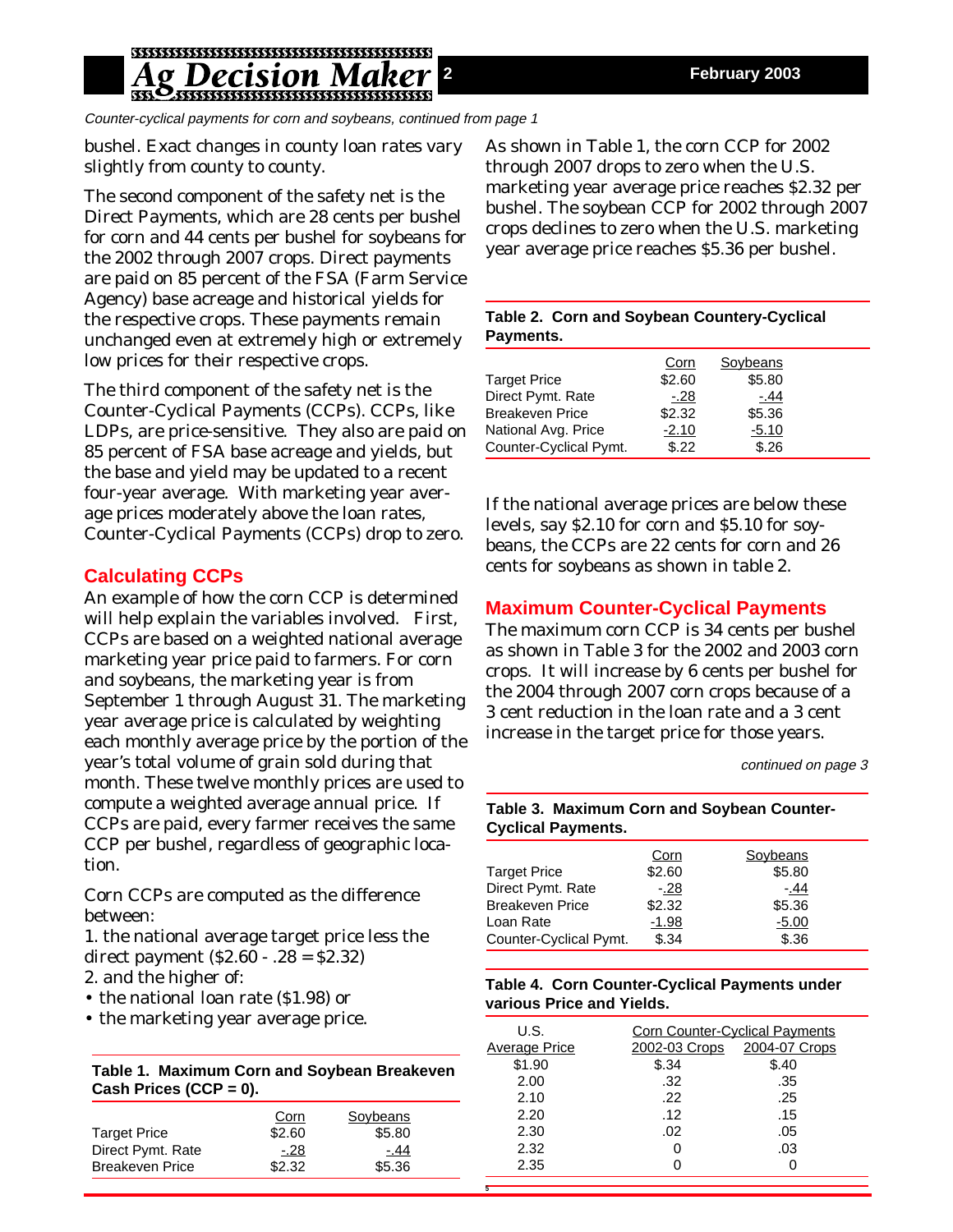*Counter-cyclical payments for corn and soybeans, continued from page 1*

bushel. Exact changes in county loan rates vary slightly from county to county.

The second component of the safety net is the Direct Payments, which are 28 cents per bushel for corn and 44 cents per bushel for soybeans for the 2002 through 2007 crops. Direct payments are paid on 85 percent of the FSA (Farm Service Agency) base acreage and historical yields for the respective crops. These payments remain unchanged even at extremely high or extremely low prices for their respective crops.

The third component of the safety net is the Counter-Cyclical Payments (CCPs). CCPs, like LDPs, are price-sensitive. They also are paid on 85 percent of FSA base acreage and yields, but the base and yield may be updated to a recent four-year average. With marketing year average prices moderately above the loan rates, Counter-Cyclical Payments (CCPs) drop to zero.

## Calculating CCPs

An example of how the corn CCP is determined will help explain the variables involved. First, CCPs are based on a weighted national average marketing year price paid to farmers. For corn and soybeans, the marketing year is from September 1 through August 31. The marketing year average price is calculated by weighting each monthly average price by the portion of the year's total volume of grain sold during that month. These twelve monthly prices are used to compute a weighted average annual price. If CCPs are paid, every farmer receives the same CCP per bushel, regardless of geographic location.

Corn CCPs are computed as the difference between:

1. the national average target price less the direct payment ($2.60 - .28 = $2.32)
2. and the higher of:

- the national loan rate ($1.98) or
- the marketing year average price.

**Table 1. Maximum Corn and Soybean Breakeven Cash Prices (CCP = 0).**

| | Corn | Soybeans |
|---|---|---|
| Target Price | $2.60 | $5.80 |
| Direct Pymt. Rate | -.28 | -.44 |
| Breakeven Price | $2.32 | $5.36 |

As shown in Table 1, the corn CCP for 2002 through 2007 drops to zero when the U.S. marketing year average price reaches $2.32 per bushel. The soybean CCP for 2002 through 2007 crops declines to zero when the U.S. marketing year average price reaches $5.36 per bushel.

**Table 2. Corn and Soybean Countery-Cyclical Payments.**

| | Corn | Soybeans |
|---|---|---|
| Target Price | $2.60 | $5.80 |
| Direct Pymt. Rate | -.28 | -.44 |
| Breakeven Price | $2.32 | $5.36 |
| National Avg. Price | -2.10 | -5.10 |
| Counter-Cyclical Pymt. | $.22 | $.26 |

If the national average prices are below these levels, say $2.10 for corn and $5.10 for soybeans, the CCPs are 22 cents for corn and 26 cents for soybeans as shown in table 2.

## Maximum Counter-Cyclical Payments

The maximum corn CCP is 34 cents per bushel as shown in Table 3 for the 2002 and 2003 corn crops. It will increase by 6 cents per bushel for the 2004 through 2007 corn crops because of a 3 cent reduction in the loan rate and a 3 cent increase in the target price for those years.

*continued on page 3*

**Table 3. Maximum Corn and Soybean Counter-Cyclical Payments.**

| | Corn | Soybeans |
|---|---|---|
| Target Price | $2.60 | $5.80 |
| Direct Pymt. Rate | -.28 | -.44 |
| Breakeven Price | $2.32 | $5.36 |
| Loan Rate | -1.98 | -5.00 |
| Counter-Cyclical Pymt. | $.34 | $.36 |

**Table 4. Corn Counter-Cyclical Payments under various Price and Yields.**

| U.S. | Corn Counter-Cyclical Payments | |
|---|---|---|
| Average Price | 2002-03 Crops | 2004-07 Crops |
| $1.90 | $.34 | $.40 |
| 2.00 | .32 | .35 |
| 2.10 | .22 | .25 |
| 2.20 | .12 | .15 |
| 2.30 | .02 | .05 |
| 2.32 | 0 | .03 |
| 2.35 | 0 | 0 |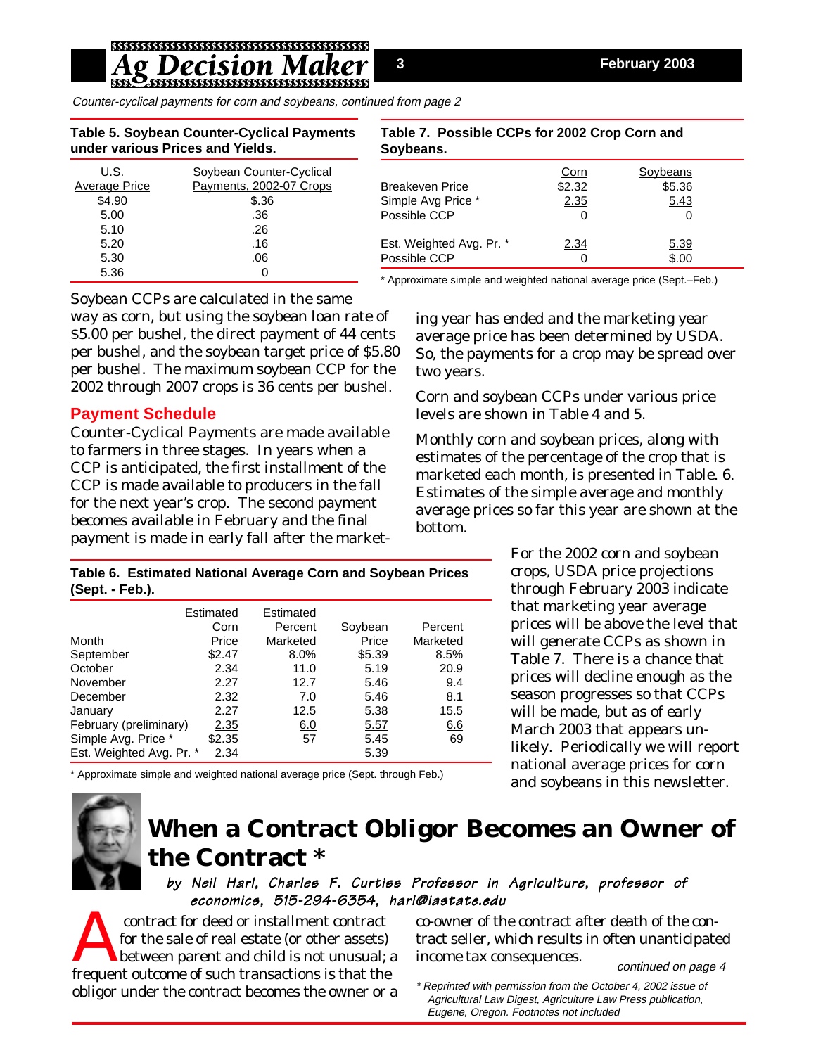*Counter-cyclical payments for corn and soybeans, continued from page 2*

**Table 5. Soybean Counter-Cyclical Payments under various Prices and Yields.**

| U.S. Average Price | Soybean Counter-Cyclical Payments, 2002-07 Crops |
|---|---|
| $4.90 | $.36 |
| 5.00 | .36 |
| 5.10 | .26 |
| 5.20 | .16 |
| 5.30 | .06 |
| 5.36 | 0 |

Soybean CCPs are calculated in the same way as corn, but using the soybean loan rate of $5.00 per bushel, the direct payment of 44 cents per bushel, and the soybean target price of $5.80 per bushel. The maximum soybean CCP for the 2002 through 2007 crops is 36 cents per bushel.

## Payment Schedule

Counter-Cyclical Payments are made available to farmers in three stages. In years when a CCP is anticipated, the first installment of the CCP is made available to producers in the fall for the next year's crop. The second payment becomes available in February and the final payment is made in early fall after the marketing year has ended and the marketing year average price has been determined by USDA. So, the payments for a crop may be spread over two years.

Corn and soybean CCPs under various price levels are shown in Table 4 and 5.

Monthly corn and soybean prices, along with estimates of the percentage of the crop that is marketed each month, is presented in Table. 6. Estimates of the simple average and monthly average prices so far this year are shown at the bottom.

**Table 6. Estimated National Average Corn and Soybean Prices (Sept. - Feb.).**

| Month | Estimated Corn Price | Estimated Percent Marketed | Soybean Price | Percent Marketed |
|---|---|---|---|---|
| September | $2.47 | 8.0% | $5.39 | 8.5% |
| October | 2.34 | 11.0 | 5.19 | 20.9 |
| November | 2.27 | 12.7 | 5.46 | 9.4 |
| December | 2.32 | 7.0 | 5.46 | 8.1 |
| January | 2.27 | 12.5 | 5.38 | 15.5 |
| February (preliminary) | 2.35 | 6.0 | 5.57 | 6.6 |
| Simple Avg. Price * | $2.35 | 57 | 5.45 | 69 |
| Est. Weighted Avg. Pr. * | 2.34 | | 5.39 | |

\* Approximate simple and weighted national average price (Sept. through Feb.)

**Table 7. Possible CCPs for 2002 Crop Corn and Soybeans.**

| | Corn | Soybeans |
|---|---|---|
| Breakeven Price | $2.32 | $5.36 |
| Simple Avg Price * | 2.35 | 5.43 |
| Possible CCP | 0 | 0 |
| Est. Weighted Avg. Pr. * | 2.34 | 5.39 |
| Possible CCP | 0 | $.00 |

\* Approximate simple and weighted national average price (Sept.–Feb.)

For the 2002 corn and soybean crops, USDA price projections through February 2003 indicate that marketing year average prices will be above the level that will generate CCPs as shown in Table 7. There is a chance that prices will decline enough as the season progresses so that CCPs will be made, but as of early March 2003 that appears unlikely. Periodically we will report national average prices for corn and soybeans in this newsletter.

# When a Contract Obligor Becomes an Owner of the Contract *

*by Neil Harl, Charles F. Curtiss Professor in Agriculture, professor of economics, 515-294-6354, harl@iastate.edu*

A contract for deed or installment contract for the sale of real estate (or other assets) between parent and child is not unusual; a frequent outcome of such transactions is that the obligor under the contract becomes the owner or a co-owner of the contract after death of the contract seller, which results in often unanticipated income tax consequences.

*continued on page 4*

*\* Reprinted with permission from the October 4, 2002 issue of Agricultural Law Digest, Agriculture Law Press publication, Eugene, Oregon. Footnotes not included*